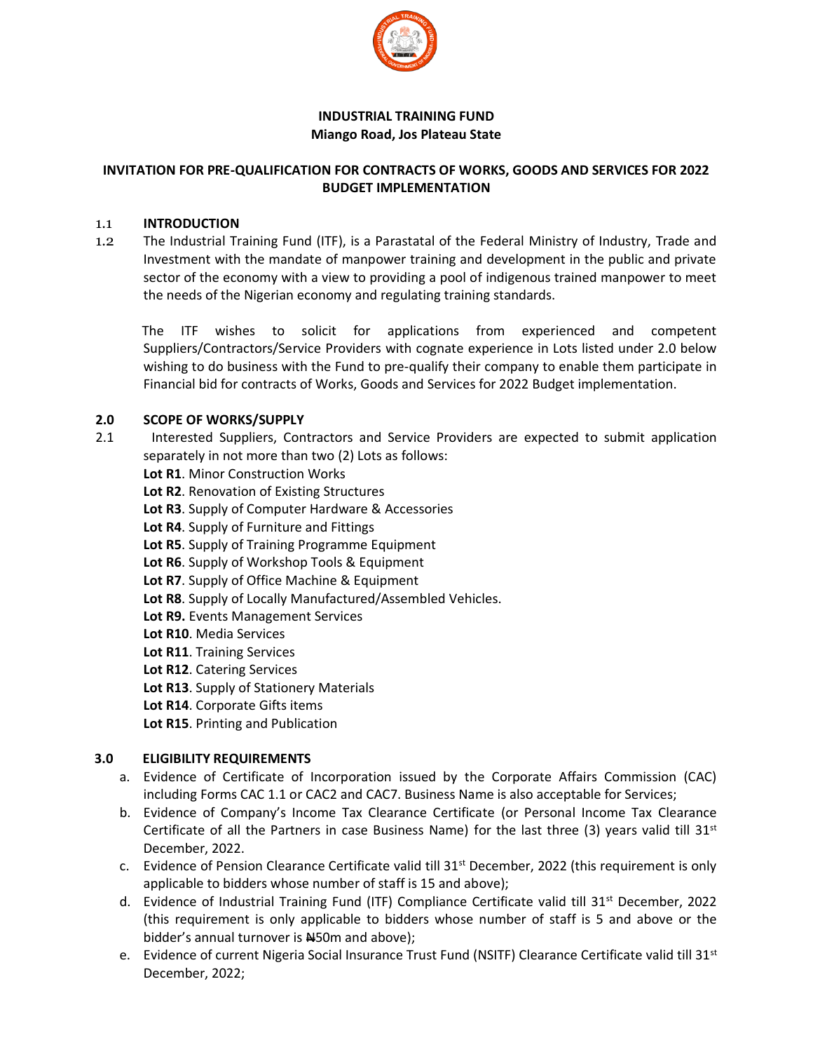# INDUSTRIAL TRAINING FUND
**Miango Road, Jos Plateau State**

## INVITATION FOR PRE-QUALIFICATION FOR CONTRACTS OF WORKS, GOODS AND SERVICES FOR 2022 BUDGET IMPLEMENTATION

### 1.1 INTRODUCTION

1.2 The Industrial Training Fund (ITF), is a Parastatal of the Federal Ministry of Industry, Trade and Investment with the mandate of manpower training and development in the public and private sector of the economy with a view to providing a pool of indigenous trained manpower to meet the needs of the Nigerian economy and regulating training standards.

The ITF wishes to solicit for applications from experienced and competent Suppliers/Contractors/Service Providers with cognate experience in Lots listed under 2.0 below wishing to do business with the Fund to pre-qualify their company to enable them participate in Financial bid for contracts of Works, Goods and Services for 2022 Budget implementation.

### 2.0 SCOPE OF WORKS/SUPPLY

2.1 Interested Suppliers, Contractors and Service Providers are expected to submit application separately in not more than two (2) Lots as follows:

**Lot R1**. Minor Construction Works
**Lot R2**. Renovation of Existing Structures
**Lot R3**. Supply of Computer Hardware & Accessories
**Lot R4**. Supply of Furniture and Fittings
**Lot R5**. Supply of Training Programme Equipment
**Lot R6**. Supply of Workshop Tools & Equipment
**Lot R7**. Supply of Office Machine & Equipment
**Lot R8**. Supply of Locally Manufactured/Assembled Vehicles.
**Lot R9.** Events Management Services
**Lot R10**. Media Services
**Lot R11**. Training Services
**Lot R12**. Catering Services
**Lot R13**. Supply of Stationery Materials
**Lot R14**. Corporate Gifts items
**Lot R15**. Printing and Publication

### 3.0 ELIGIBILITY REQUIREMENTS

a. Evidence of Certificate of Incorporation issued by the Corporate Affairs Commission (CAC) including Forms CAC 1.1 or CAC2 and CAC7. Business Name is also acceptable for Services;
b. Evidence of Company's Income Tax Clearance Certificate (or Personal Income Tax Clearance Certificate of all the Partners in case Business Name) for the last three (3) years valid till 31st December, 2022.
c. Evidence of Pension Clearance Certificate valid till 31st December, 2022 (this requirement is only applicable to bidders whose number of staff is 15 and above);
d. Evidence of Industrial Training Fund (ITF) Compliance Certificate valid till 31st December, 2022 (this requirement is only applicable to bidders whose number of staff is 5 and above or the bidder's annual turnover is ₦50m and above);
e. Evidence of current Nigeria Social Insurance Trust Fund (NSITF) Clearance Certificate valid till 31st December, 2022;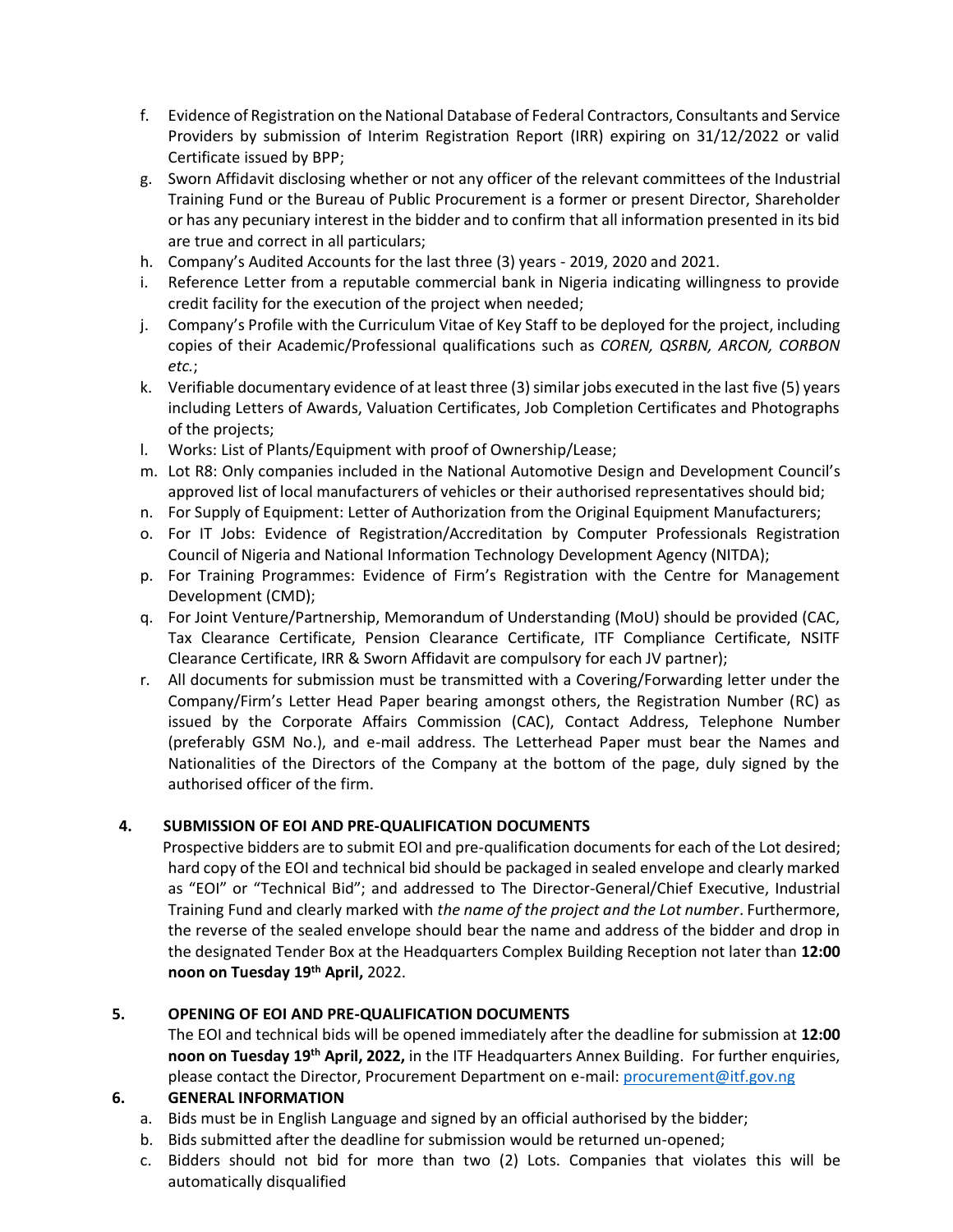f. Evidence of Registration on the National Database of Federal Contractors, Consultants and Service Providers by submission of Interim Registration Report (IRR) expiring on 31/12/2022 or valid Certificate issued by BPP;
g. Sworn Affidavit disclosing whether or not any officer of the relevant committees of the Industrial Training Fund or the Bureau of Public Procurement is a former or present Director, Shareholder or has any pecuniary interest in the bidder and to confirm that all information presented in its bid are true and correct in all particulars;
h. Company's Audited Accounts for the last three (3) years - 2019, 2020 and 2021.
i. Reference Letter from a reputable commercial bank in Nigeria indicating willingness to provide credit facility for the execution of the project when needed;
j. Company's Profile with the Curriculum Vitae of Key Staff to be deployed for the project, including copies of their Academic/Professional qualifications such as *COREN, QSRBN, ARCON, CORBON etc.*;
k. Verifiable documentary evidence of at least three (3) similar jobs executed in the last five (5) years including Letters of Awards, Valuation Certificates, Job Completion Certificates and Photographs of the projects;
l. Works: List of Plants/Equipment with proof of Ownership/Lease;
m. Lot R8: Only companies included in the National Automotive Design and Development Council's approved list of local manufacturers of vehicles or their authorised representatives should bid;
n. For Supply of Equipment: Letter of Authorization from the Original Equipment Manufacturers;
o. For IT Jobs: Evidence of Registration/Accreditation by Computer Professionals Registration Council of Nigeria and National Information Technology Development Agency (NITDA);
p. For Training Programmes: Evidence of Firm's Registration with the Centre for Management Development (CMD);
q. For Joint Venture/Partnership, Memorandum of Understanding (MoU) should be provided (CAC, Tax Clearance Certificate, Pension Clearance Certificate, ITF Compliance Certificate, NSITF Clearance Certificate, IRR & Sworn Affidavit are compulsory for each JV partner);
r. All documents for submission must be transmitted with a Covering/Forwarding letter under the Company/Firm's Letter Head Paper bearing amongst others, the Registration Number (RC) as issued by the Corporate Affairs Commission (CAC), Contact Address, Telephone Number (preferably GSM No.), and e-mail address. The Letterhead Paper must bear the Names and Nationalities of the Directors of the Company at the bottom of the page, duly signed by the authorised officer of the firm.

## 4. SUBMISSION OF EOI AND PRE-QUALIFICATION DOCUMENTS

Prospective bidders are to submit EOI and pre-qualification documents for each of the Lot desired; hard copy of the EOI and technical bid should be packaged in sealed envelope and clearly marked as "EOI" or "Technical Bid"; and addressed to The Director-General/Chief Executive, Industrial Training Fund and clearly marked with *the name of the project and the Lot number*. Furthermore, the reverse of the sealed envelope should bear the name and address of the bidder and drop in the designated Tender Box at the Headquarters Complex Building Reception not later than **12:00 noon on Tuesday 19th April,** 2022.

## 5. OPENING OF EOI AND PRE-QUALIFICATION DOCUMENTS

The EOI and technical bids will be opened immediately after the deadline for submission at **12:00 noon on Tuesday 19th April, 2022,** in the ITF Headquarters Annex Building. For further enquiries, please contact the Director, Procurement Department on e-mail: procurement@itf.gov.ng

## 6. GENERAL INFORMATION

a. Bids must be in English Language and signed by an official authorised by the bidder;
b. Bids submitted after the deadline for submission would be returned un-opened;
c. Bidders should not bid for more than two (2) Lots. Companies that violates this will be automatically disqualified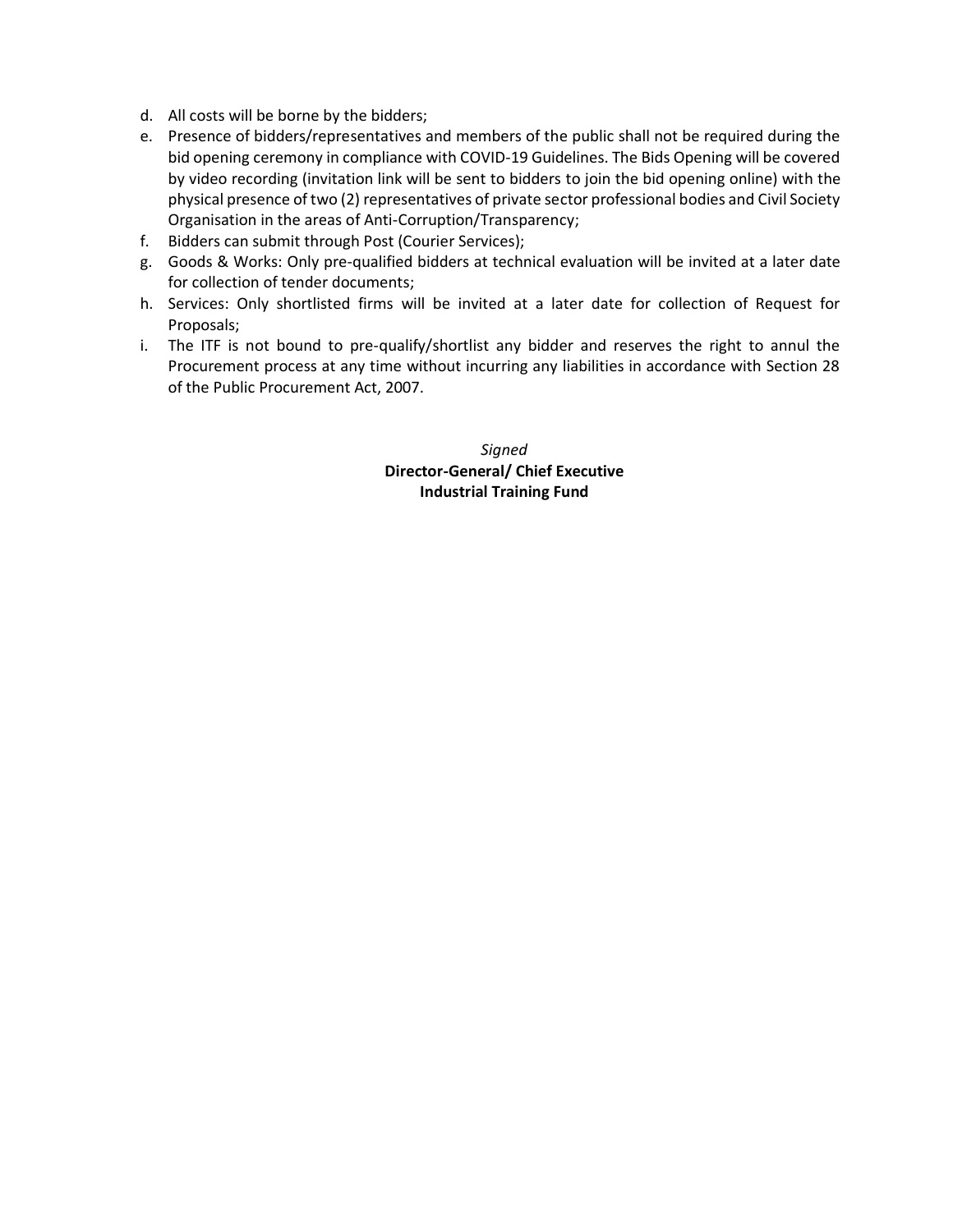d. All costs will be borne by the bidders;
e. Presence of bidders/representatives and members of the public shall not be required during the bid opening ceremony in compliance with COVID-19 Guidelines. The Bids Opening will be covered by video recording (invitation link will be sent to bidders to join the bid opening online) with the physical presence of two (2) representatives of private sector professional bodies and Civil Society Organisation in the areas of Anti-Corruption/Transparency;
f. Bidders can submit through Post (Courier Services);
g. Goods & Works: Only pre-qualified bidders at technical evaluation will be invited at a later date for collection of tender documents;
h. Services: Only shortlisted firms will be invited at a later date for collection of Request for Proposals;
i. The ITF is not bound to pre-qualify/shortlist any bidder and reserves the right to annul the Procurement process at any time without incurring any liabilities in accordance with Section 28 of the Public Procurement Act, 2007.

*Signed*
**Director-General/ Chief Executive**
**Industrial Training Fund**